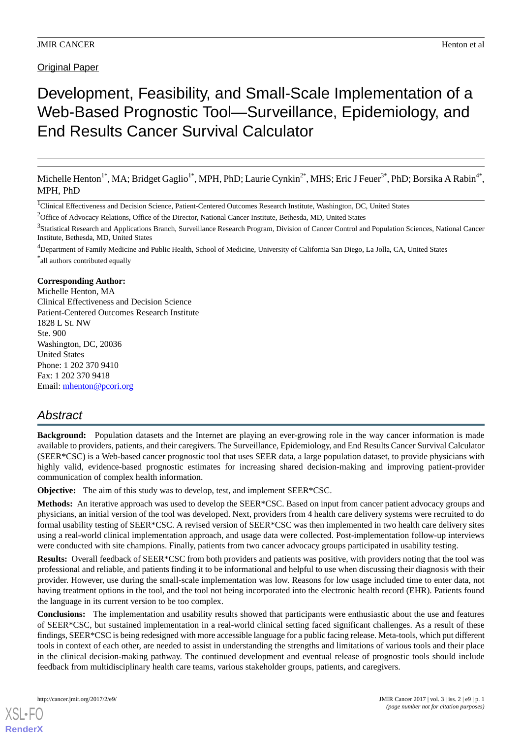Original Paper

# Development, Feasibility, and Small-Scale Implementation of a Web-Based Prognostic Tool—Surveillance, Epidemiology, and End Results Cancer Survival Calculator

Michelle Henton[1*], MA; Bridget Gaglio[1*], MPH, PhD; Laurie Cynkin[2*], MHS; Eric J Feuer[3*], PhD; Borsika A Rabin[4*], MPH, PhD

[1]Clinical Effectiveness and Decision Science, Patient-Centered Outcomes Research Institute, Washington, DC, United States

[2]Office of Advocacy Relations, Office of the Director, National Cancer Institute, Bethesda, MD, United States

[3]Statistical Research and Applications Branch, Surveillance Research Program, Division of Cancer Control and Population Sciences, National Cancer Institute, Bethesda, MD, United States

[4]Department of Family Medicine and Public Health, School of Medicine, University of California San Diego, La Jolla, CA, United States

[*]all authors contributed equally

**Corresponding Author:**
Michelle Henton, MA
Clinical Effectiveness and Decision Science
Patient-Centered Outcomes Research Institute
1828 L St. NW
Ste. 900
Washington, DC, 20036
United States
Phone: 1 202 370 9410
Fax: 1 202 370 9418
Email: mhenton@pcori.org

## Abstract

**Background:** Population datasets and the Internet are playing an ever-growing role in the way cancer information is made available to providers, patients, and their caregivers. The Surveillance, Epidemiology, and End Results Cancer Survival Calculator (SEER*CSC) is a Web-based cancer prognostic tool that uses SEER data, a large population dataset, to provide physicians with highly valid, evidence-based prognostic estimates for increasing shared decision-making and improving patient-provider communication of complex health information.

**Objective:** The aim of this study was to develop, test, and implement SEER*CSC.

**Methods:** An iterative approach was used to develop the SEER*CSC. Based on input from cancer patient advocacy groups and physicians, an initial version of the tool was developed. Next, providers from 4 health care delivery systems were recruited to do formal usability testing of SEER*CSC. A revised version of SEER*CSC was then implemented in two health care delivery sites using a real-world clinical implementation approach, and usage data were collected. Post-implementation follow-up interviews were conducted with site champions. Finally, patients from two cancer advocacy groups participated in usability testing.

**Results:** Overall feedback of SEER*CSC from both providers and patients was positive, with providers noting that the tool was professional and reliable, and patients finding it to be informational and helpful to use when discussing their diagnosis with their provider. However, use during the small-scale implementation was low. Reasons for low usage included time to enter data, not having treatment options in the tool, and the tool not being incorporated into the electronic health record (EHR). Patients found the language in its current version to be too complex.

**Conclusions:** The implementation and usability results showed that participants were enthusiastic about the use and features of SEER*CSC, but sustained implementation in a real-world clinical setting faced significant challenges. As a result of these findings, SEER*CSC is being redesigned with more accessible language for a public facing release. Meta-tools, which put different tools in context of each other, are needed to assist in understanding the strengths and limitations of various tools and their place in the clinical decision-making pathway. The continued development and eventual release of prognostic tools should include feedback from multidisciplinary health care teams, various stakeholder groups, patients, and caregivers.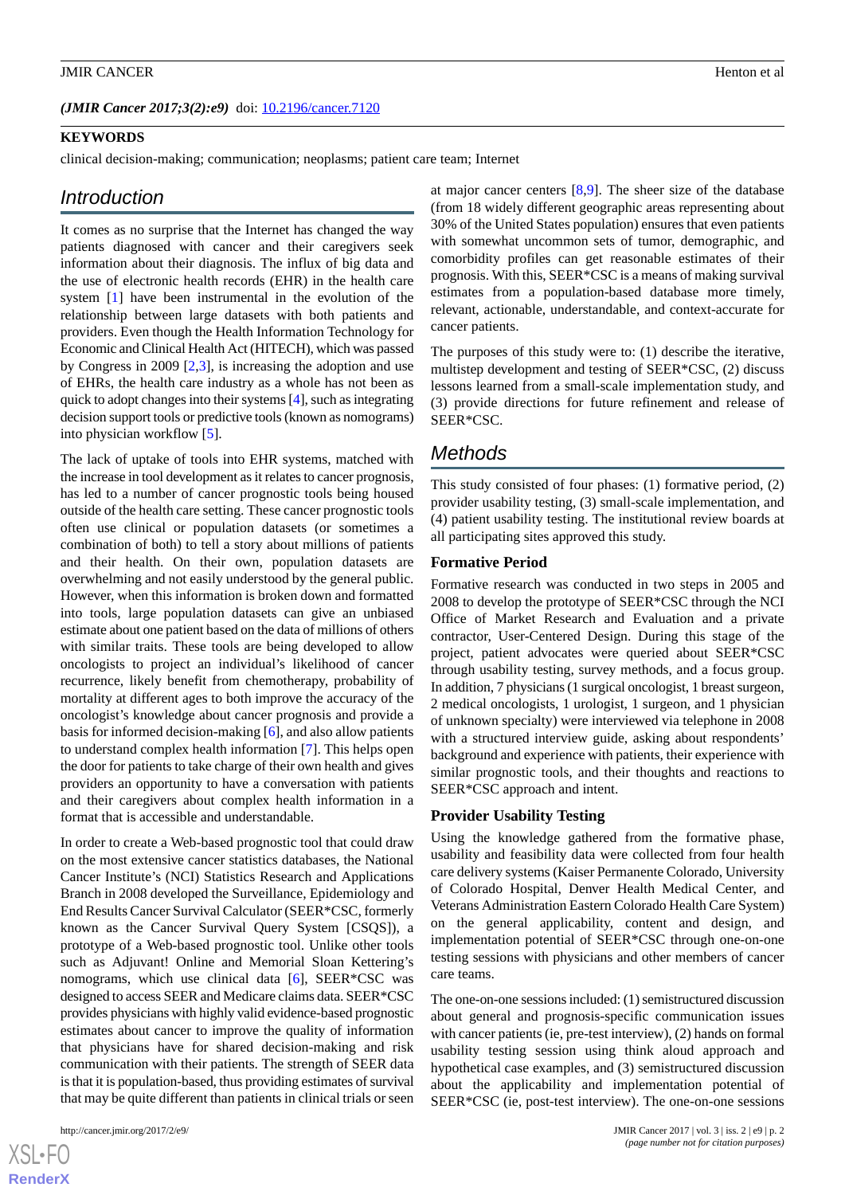(*JMIR Cancer 2017;3(2):e9*) doi: 10.2196/cancer.7120

**KEYWORDS**

clinical decision-making; communication; neoplasms; patient care team; Internet

## Introduction

It comes as no surprise that the Internet has changed the way patients diagnosed with cancer and their caregivers seek information about their diagnosis. The influx of big data and the use of electronic health records (EHR) in the health care system [1] have been instrumental in the evolution of the relationship between large datasets with both patients and providers. Even though the Health Information Technology for Economic and Clinical Health Act (HITECH), which was passed by Congress in 2009 [2,3], is increasing the adoption and use of EHRs, the health care industry as a whole has not been as quick to adopt changes into their systems [4], such as integrating decision support tools or predictive tools (known as nomograms) into physician workflow [5].

The lack of uptake of tools into EHR systems, matched with the increase in tool development as it relates to cancer prognosis, has led to a number of cancer prognostic tools being housed outside of the health care setting. These cancer prognostic tools often use clinical or population datasets (or sometimes a combination of both) to tell a story about millions of patients and their health. On their own, population datasets are overwhelming and not easily understood by the general public. However, when this information is broken down and formatted into tools, large population datasets can give an unbiased estimate about one patient based on the data of millions of others with similar traits. These tools are being developed to allow oncologists to project an individual's likelihood of cancer recurrence, likely benefit from chemotherapy, probability of mortality at different ages to both improve the accuracy of the oncologist's knowledge about cancer prognosis and provide a basis for informed decision-making [6], and also allow patients to understand complex health information [7]. This helps open the door for patients to take charge of their own health and gives providers an opportunity to have a conversation with patients and their caregivers about complex health information in a format that is accessible and understandable.

In order to create a Web-based prognostic tool that could draw on the most extensive cancer statistics databases, the National Cancer Institute's (NCI) Statistics Research and Applications Branch in 2008 developed the Surveillance, Epidemiology and End Results Cancer Survival Calculator (SEER*CSC, formerly known as the Cancer Survival Query System [CSQS]), a prototype of a Web-based prognostic tool. Unlike other tools such as Adjuvant! Online and Memorial Sloan Kettering's nomograms, which use clinical data [6], SEER*CSC was designed to access SEER and Medicare claims data. SEER*CSC provides physicians with highly valid evidence-based prognostic estimates about cancer to improve the quality of information that physicians have for shared decision-making and risk communication with their patients. The strength of SEER data is that it is population-based, thus providing estimates of survival that may be quite different than patients in clinical trials or seen at major cancer centers [8,9]. The sheer size of the database (from 18 widely different geographic areas representing about 30% of the United States population) ensures that even patients with somewhat uncommon sets of tumor, demographic, and comorbidity profiles can get reasonable estimates of their prognosis. With this, SEER*CSC is a means of making survival estimates from a population-based database more timely, relevant, actionable, understandable, and context-accurate for cancer patients.

The purposes of this study were to: (1) describe the iterative, multistep development and testing of SEER*CSC, (2) discuss lessons learned from a small-scale implementation study, and (3) provide directions for future refinement and release of SEER*CSC.

## Methods

This study consisted of four phases: (1) formative period, (2) provider usability testing, (3) small-scale implementation, and (4) patient usability testing. The institutional review boards at all participating sites approved this study.

### Formative Period

Formative research was conducted in two steps in 2005 and 2008 to develop the prototype of SEER*CSC through the NCI Office of Market Research and Evaluation and a private contractor, User-Centered Design. During this stage of the project, patient advocates were queried about SEER*CSC through usability testing, survey methods, and a focus group. In addition, 7 physicians (1 surgical oncologist, 1 breast surgeon, 2 medical oncologists, 1 urologist, 1 surgeon, and 1 physician of unknown specialty) were interviewed via telephone in 2008 with a structured interview guide, asking about respondents' background and experience with patients, their experience with similar prognostic tools, and their thoughts and reactions to SEER*CSC approach and intent.

### Provider Usability Testing

Using the knowledge gathered from the formative phase, usability and feasibility data were collected from four health care delivery systems (Kaiser Permanente Colorado, University of Colorado Hospital, Denver Health Medical Center, and Veterans Administration Eastern Colorado Health Care System) on the general applicability, content and design, and implementation potential of SEER*CSC through one-on-one testing sessions with physicians and other members of cancer care teams.

The one-on-one sessions included: (1) semistructured discussion about general and prognosis-specific communication issues with cancer patients (ie, pre-test interview), (2) hands on formal usability testing session using think aloud approach and hypothetical case examples, and (3) semistructured discussion about the applicability and implementation potential of SEER*CSC (ie, post-test interview). The one-on-one sessions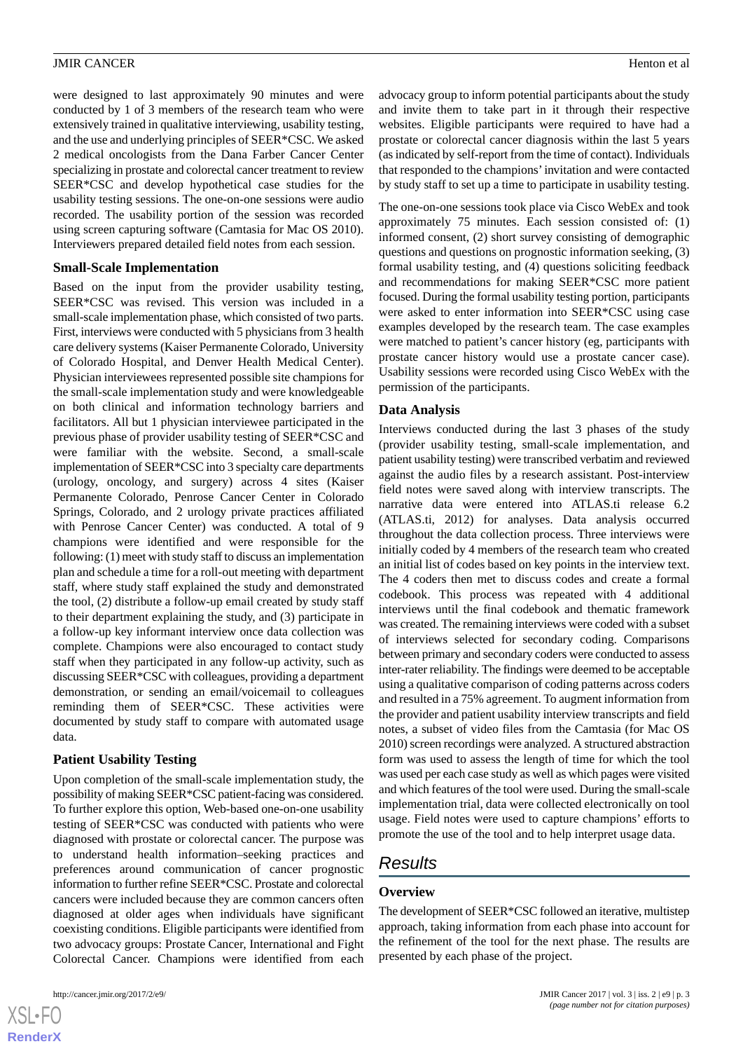were designed to last approximately 90 minutes and were conducted by 1 of 3 members of the research team who were extensively trained in qualitative interviewing, usability testing, and the use and underlying principles of SEER*CSC. We asked 2 medical oncologists from the Dana Farber Cancer Center specializing in prostate and colorectal cancer treatment to review SEER*CSC and develop hypothetical case studies for the usability testing sessions. The one-on-one sessions were audio recorded. The usability portion of the session was recorded using screen capturing software (Camtasia for Mac OS 2010). Interviewers prepared detailed field notes from each session.

### Small-Scale Implementation

Based on the input from the provider usability testing, SEER*CSC was revised. This version was included in a small-scale implementation phase, which consisted of two parts. First, interviews were conducted with 5 physicians from 3 health care delivery systems (Kaiser Permanente Colorado, University of Colorado Hospital, and Denver Health Medical Center). Physician interviewees represented possible site champions for the small-scale implementation study and were knowledgeable on both clinical and information technology barriers and facilitators. All but 1 physician interviewee participated in the previous phase of provider usability testing of SEER*CSC and were familiar with the website. Second, a small-scale implementation of SEER*CSC into 3 specialty care departments (urology, oncology, and surgery) across 4 sites (Kaiser Permanente Colorado, Penrose Cancer Center in Colorado Springs, Colorado, and 2 urology private practices affiliated with Penrose Cancer Center) was conducted. A total of 9 champions were identified and were responsible for the following: (1) meet with study staff to discuss an implementation plan and schedule a time for a roll-out meeting with department staff, where study staff explained the study and demonstrated the tool, (2) distribute a follow-up email created by study staff to their department explaining the study, and (3) participate in a follow-up key informant interview once data collection was complete. Champions were also encouraged to contact study staff when they participated in any follow-up activity, such as discussing SEER*CSC with colleagues, providing a department demonstration, or sending an email/voicemail to colleagues reminding them of SEER*CSC. These activities were documented by study staff to compare with automated usage data.

### Patient Usability Testing

Upon completion of the small-scale implementation study, the possibility of making SEER*CSC patient-facing was considered. To further explore this option, Web-based one-on-one usability testing of SEER*CSC was conducted with patients who were diagnosed with prostate or colorectal cancer. The purpose was to understand health information–seeking practices and preferences around communication of cancer prognostic information to further refine SEER*CSC. Prostate and colorectal cancers were included because they are common cancers often diagnosed at older ages when individuals have significant coexisting conditions. Eligible participants were identified from two advocacy groups: Prostate Cancer, International and Fight Colorectal Cancer. Champions were identified from each advocacy group to inform potential participants about the study and invite them to take part in it through their respective websites. Eligible participants were required to have had a prostate or colorectal cancer diagnosis within the last 5 years (as indicated by self-report from the time of contact). Individuals that responded to the champions' invitation and were contacted by study staff to set up a time to participate in usability testing.

The one-on-one sessions took place via Cisco WebEx and took approximately 75 minutes. Each session consisted of: (1) informed consent, (2) short survey consisting of demographic questions and questions on prognostic information seeking, (3) formal usability testing, and (4) questions soliciting feedback and recommendations for making SEER*CSC more patient focused. During the formal usability testing portion, participants were asked to enter information into SEER*CSC using case examples developed by the research team. The case examples were matched to patient's cancer history (eg, participants with prostate cancer history would use a prostate cancer case). Usability sessions were recorded using Cisco WebEx with the permission of the participants.

### Data Analysis

Interviews conducted during the last 3 phases of the study (provider usability testing, small-scale implementation, and patient usability testing) were transcribed verbatim and reviewed against the audio files by a research assistant. Post-interview field notes were saved along with interview transcripts. The narrative data were entered into ATLAS.ti release 6.2 (ATLAS.ti, 2012) for analyses. Data analysis occurred throughout the data collection process. Three interviews were initially coded by 4 members of the research team who created an initial list of codes based on key points in the interview text. The 4 coders then met to discuss codes and create a formal codebook. This process was repeated with 4 additional interviews until the final codebook and thematic framework was created. The remaining interviews were coded with a subset of interviews selected for secondary coding. Comparisons between primary and secondary coders were conducted to assess inter-rater reliability. The findings were deemed to be acceptable using a qualitative comparison of coding patterns across coders and resulted in a 75% agreement. To augment information from the provider and patient usability interview transcripts and field notes, a subset of video files from the Camtasia (for Mac OS 2010) screen recordings were analyzed. A structured abstraction form was used to assess the length of time for which the tool was used per each case study as well as which pages were visited and which features of the tool were used. During the small-scale implementation trial, data were collected electronically on tool usage. Field notes were used to capture champions' efforts to promote the use of the tool and to help interpret usage data.

## Results

### Overview

The development of SEER*CSC followed an iterative, multistep approach, taking information from each phase into account for the refinement of the tool for the next phase. The results are presented by each phase of the project.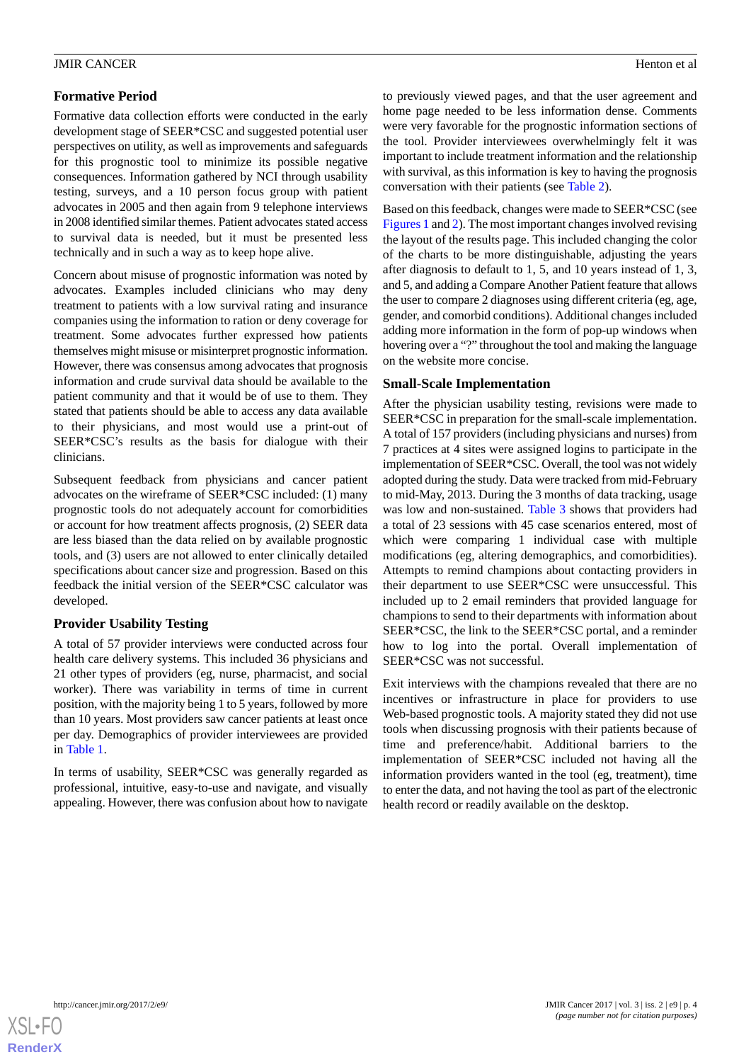### Formative Period

Formative data collection efforts were conducted in the early development stage of SEER*CSC and suggested potential user perspectives on utility, as well as improvements and safeguards for this prognostic tool to minimize its possible negative consequences. Information gathered by NCI through usability testing, surveys, and a 10 person focus group with patient advocates in 2005 and then again from 9 telephone interviews in 2008 identified similar themes. Patient advocates stated access to survival data is needed, but it must be presented less technically and in such a way as to keep hope alive.

Concern about misuse of prognostic information was noted by advocates. Examples included clinicians who may deny treatment to patients with a low survival rating and insurance companies using the information to ration or deny coverage for treatment. Some advocates further expressed how patients themselves might misuse or misinterpret prognostic information. However, there was consensus among advocates that prognosis information and crude survival data should be available to the patient community and that it would be of use to them. They stated that patients should be able to access any data available to their physicians, and most would use a print-out of SEER*CSC's results as the basis for dialogue with their clinicians.

Subsequent feedback from physicians and cancer patient advocates on the wireframe of SEER*CSC included: (1) many prognostic tools do not adequately account for comorbidities or account for how treatment affects prognosis, (2) SEER data are less biased than the data relied on by available prognostic tools, and (3) users are not allowed to enter clinically detailed specifications about cancer size and progression. Based on this feedback the initial version of the SEER*CSC calculator was developed.

### Provider Usability Testing

A total of 57 provider interviews were conducted across four health care delivery systems. This included 36 physicians and 21 other types of providers (eg, nurse, pharmacist, and social worker). There was variability in terms of time in current position, with the majority being 1 to 5 years, followed by more than 10 years. Most providers saw cancer patients at least once per day. Demographics of provider interviewees are provided in Table 1.

In terms of usability, SEER*CSC was generally regarded as professional, intuitive, easy-to-use and navigate, and visually appealing. However, there was confusion about how to navigate to previously viewed pages, and that the user agreement and home page needed to be less information dense. Comments were very favorable for the prognostic information sections of the tool. Provider interviewees overwhelmingly felt it was important to include treatment information and the relationship with survival, as this information is key to having the prognosis conversation with their patients (see Table 2).

Based on this feedback, changes were made to SEER*CSC (see Figures 1 and 2). The most important changes involved revising the layout of the results page. This included changing the color of the charts to be more distinguishable, adjusting the years after diagnosis to default to 1, 5, and 10 years instead of 1, 3, and 5, and adding a Compare Another Patient feature that allows the user to compare 2 diagnoses using different criteria (eg, age, gender, and comorbid conditions). Additional changes included adding more information in the form of pop-up windows when hovering over a "?" throughout the tool and making the language on the website more concise.

### Small-Scale Implementation

After the physician usability testing, revisions were made to SEER*CSC in preparation for the small-scale implementation. A total of 157 providers (including physicians and nurses) from 7 practices at 4 sites were assigned logins to participate in the implementation of SEER*CSC. Overall, the tool was not widely adopted during the study. Data were tracked from mid-February to mid-May, 2013. During the 3 months of data tracking, usage was low and non-sustained. Table 3 shows that providers had a total of 23 sessions with 45 case scenarios entered, most of which were comparing 1 individual case with multiple modifications (eg, altering demographics, and comorbidities). Attempts to remind champions about contacting providers in their department to use SEER*CSC were unsuccessful. This included up to 2 email reminders that provided language for champions to send to their departments with information about SEER*CSC, the link to the SEER*CSC portal, and a reminder how to log into the portal. Overall implementation of SEER*CSC was not successful.

Exit interviews with the champions revealed that there are no incentives or infrastructure in place for providers to use Web-based prognostic tools. A majority stated they did not use tools when discussing prognosis with their patients because of time and preference/habit. Additional barriers to the implementation of SEER*CSC included not having all the information providers wanted in the tool (eg, treatment), time to enter the data, and not having the tool as part of the electronic health record or readily available on the desktop.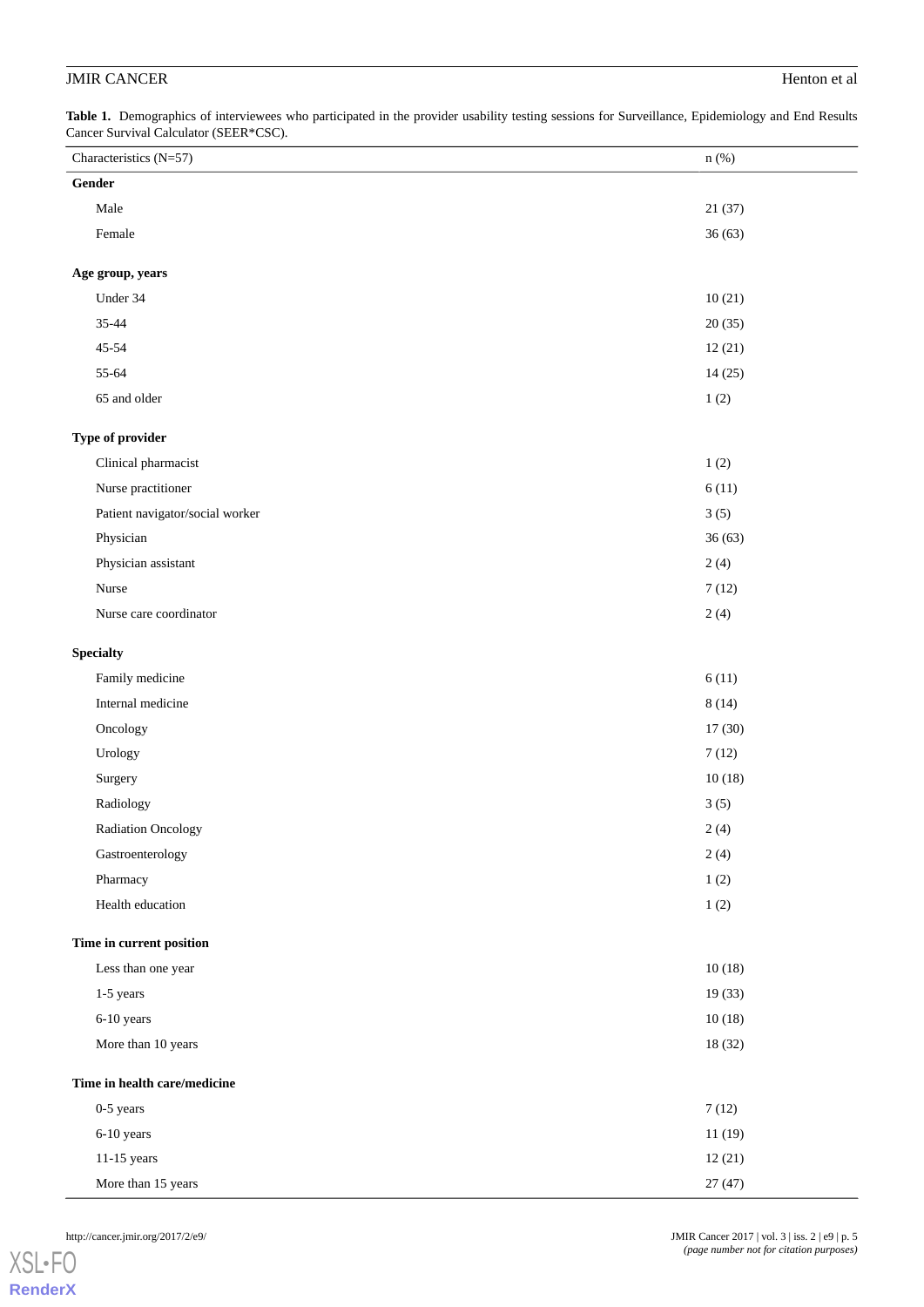**Table 1.** Demographics of interviewees who participated in the provider usability testing sessions for Surveillance, Epidemiology and End Results Cancer Survival Calculator (SEER*CSC).

| Characteristics (N=57) | n (%) |
| --- | --- |
| **Gender** | |
| Male | 21 (37) |
| Female | 36 (63) |
| **Age group, years** | |
| Under 34 | 10 (21) |
| 35-44 | 20 (35) |
| 45-54 | 12 (21) |
| 55-64 | 14 (25) |
| 65 and older | 1 (2) |
| **Type of provider** | |
| Clinical pharmacist | 1 (2) |
| Nurse practitioner | 6 (11) |
| Patient navigator/social worker | 3 (5) |
| Physician | 36 (63) |
| Physician assistant | 2 (4) |
| Nurse | 7 (12) |
| Nurse care coordinator | 2 (4) |
| **Specialty** | |
| Family medicine | 6 (11) |
| Internal medicine | 8 (14) |
| Oncology | 17 (30) |
| Urology | 7 (12) |
| Surgery | 10 (18) |
| Radiology | 3 (5) |
| Radiation Oncology | 2 (4) |
| Gastroenterology | 2 (4) |
| Pharmacy | 1 (2) |
| Health education | 1 (2) |
| **Time in current position** | |
| Less than one year | 10 (18) |
| 1-5 years | 19 (33) |
| 6-10 years | 10 (18) |
| More than 10 years | 18 (32) |
| **Time in health care/medicine** | |
| 0-5 years | 7 (12) |
| 6-10 years | 11 (19) |
| 11-15 years | 12 (21) |
| More than 15 years | 27 (47) |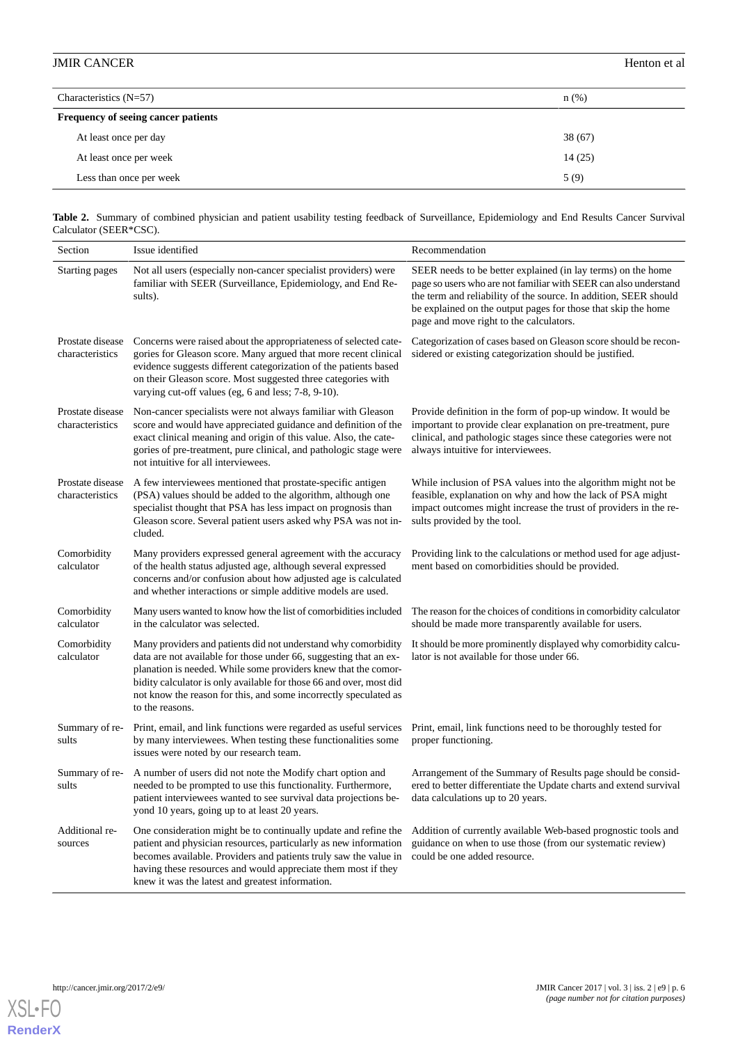| Characteristics (N=57) | n (%) |
| --- | --- |
| **Frequency of seeing cancer patients** | |
| At least once per day | 38 (67) |
| At least once per week | 14 (25) |
| Less than once per week | 5 (9) |

**Table 2.** Summary of combined physician and patient usability testing feedback of Surveillance, Epidemiology and End Results Cancer Survival Calculator (SEER*CSC).

| Section | Issue identified | Recommendation |
| --- | --- | --- |
| Starting pages | Not all users (especially non-cancer specialist providers) were familiar with SEER (Surveillance, Epidemiology, and End Results). | SEER needs to be better explained (in lay terms) on the home page so users who are not familiar with SEER can also understand the term and reliability of the source. In addition, SEER should be explained on the output pages for those that skip the home page and move right to the calculators. |
| Prostate disease characteristics | Concerns were raised about the appropriateness of selected categories for Gleason score. Many argued that more recent clinical evidence suggests different categorization of the patients based on their Gleason score. Most suggested three categories with varying cut-off values (eg, 6 and less; 7-8, 9-10). | Categorization of cases based on Gleason score should be reconsidered or existing categorization should be justified. |
| Prostate disease characteristics | Non-cancer specialists were not always familiar with Gleason score and would have appreciated guidance and definition of the exact clinical meaning and origin of this value. Also, the categories of pre-treatment, pure clinical, and pathologic stage were not intuitive for all interviewees. | Provide definition in the form of pop-up window. It would be important to provide clear explanation on pre-treatment, pure clinical, and pathologic stages since these categories were not always intuitive for interviewees. |
| Prostate disease characteristics | A few interviewees mentioned that prostate-specific antigen (PSA) values should be added to the algorithm, although one specialist thought that PSA has less impact on prognosis than Gleason score. Several patient users asked why PSA was not included. | While inclusion of PSA values into the algorithm might not be feasible, explanation on why and how the lack of PSA might impact outcomes might increase the trust of providers in the results provided by the tool. |
| Comorbidity calculator | Many providers expressed general agreement with the accuracy of the health status adjusted age, although several expressed concerns and/or confusion about how adjusted age is calculated and whether interactions or simple additive models are used. | Providing link to the calculations or method used for age adjustment based on comorbidities should be provided. |
| Comorbidity calculator | Many users wanted to know how the list of comorbidities included in the calculator was selected. | The reason for the choices of conditions in comorbidity calculator should be made more transparently available for users. |
| Comorbidity calculator | Many providers and patients did not understand why comorbidity data are not available for those under 66, suggesting that an explanation is needed. While some providers knew that the comorbidity calculator is only available for those 66 and over, most did not know the reason for this, and some incorrectly speculated as to the reasons. | It should be more prominently displayed why comorbidity calculator is not available for those under 66. |
| Summary of results | Print, email, and link functions were regarded as useful services by many interviewees. When testing these functionalities some issues were noted by our research team. | Print, email, link functions need to be thoroughly tested for proper functioning. |
| Summary of results | A number of users did not note the Modify chart option and needed to be prompted to use this functionality. Furthermore, patient interviewees wanted to see survival data projections beyond 10 years, going up to at least 20 years. | Arrangement of the Summary of Results page should be considered to better differentiate the Update charts and extend survival data calculations up to 20 years. |
| Additional resources | One consideration might be to continually update and refine the patient and physician resources, particularly as new information becomes available. Providers and patients truly saw the value in having these resources and would appreciate them most if they knew it was the latest and greatest information. | Addition of currently available Web-based prognostic tools and guidance on when to use those (from our systematic review) could be one added resource. |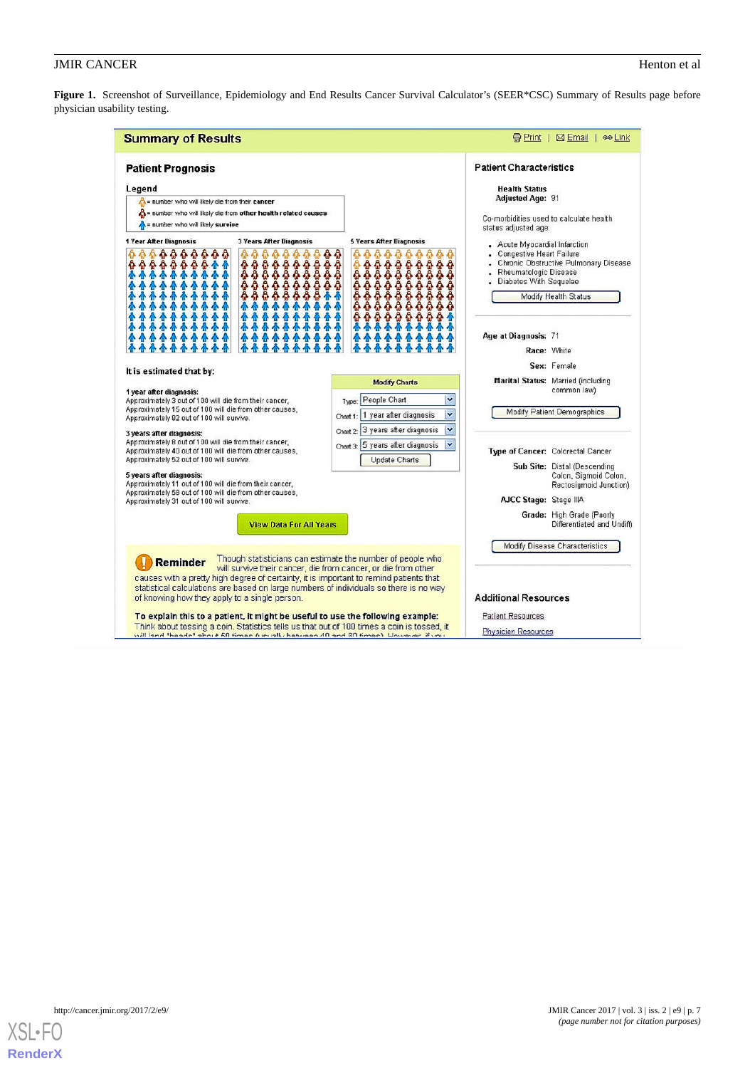**Figure 1.** Screenshot of Surveillance, Epidemiology and End Results Cancer Survival Calculator's (SEER*CSC) Summary of Results page before physician usability testing.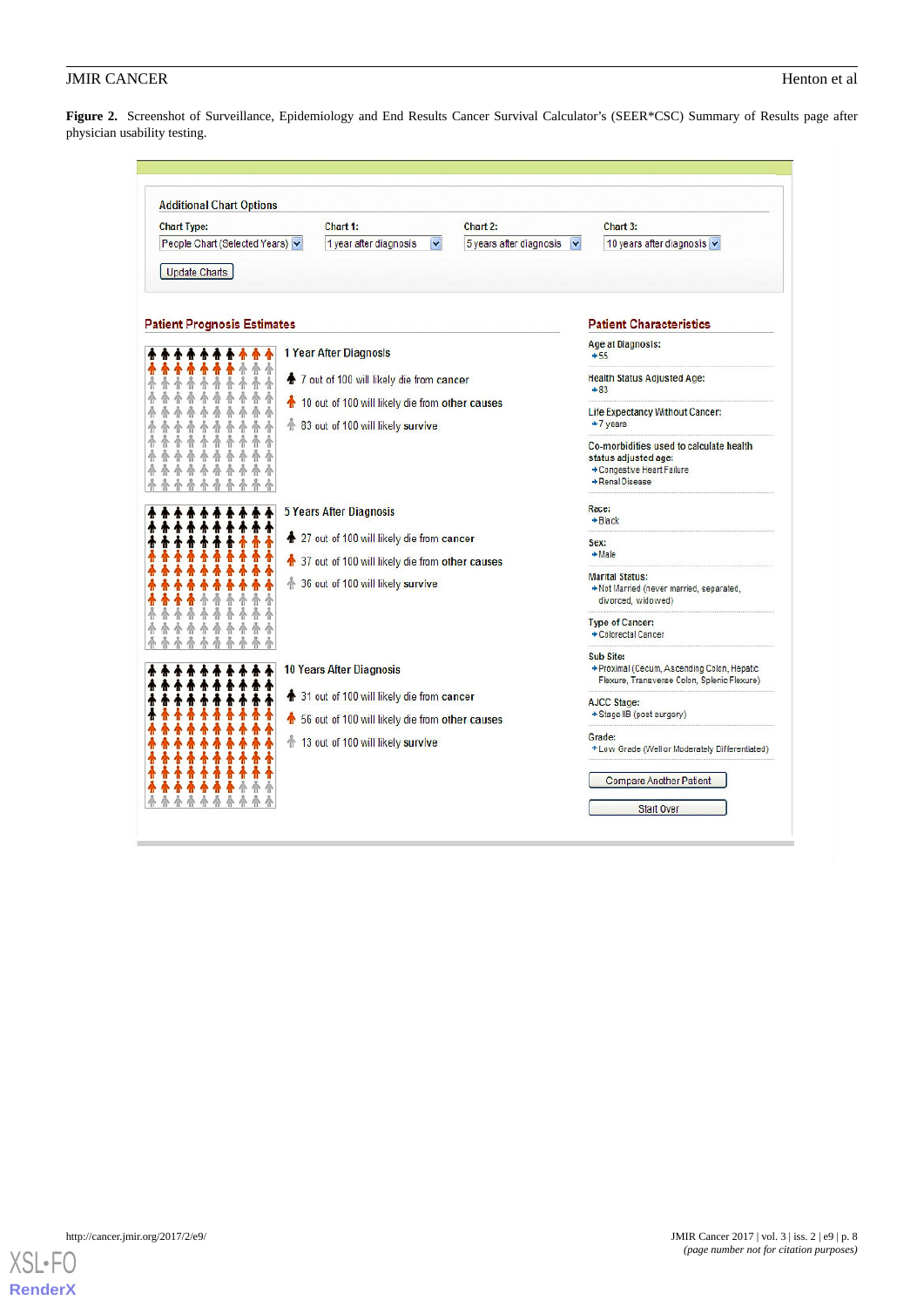**Figure 2.** Screenshot of Surveillance, Epidemiology and End Results Cancer Survival Calculator's (SEER*CSC) Summary of Results page after physician usability testing.

Additional Chart Options

Chart Type: People Chart (Selected Years)

Chart 1: 1 year after diagnosis

Chart 2: 5 years after diagnosis

Chart 3: 10 years after diagnosis

Update Charts

**Patient Prognosis Estimates**

1 Year After Diagnosis

- 7 out of 100 will likely die from cancer
- 10 out of 100 will likely die from other causes
- 83 out of 100 will likely survive

5 Years After Diagnosis

- 27 out of 100 will likely die from cancer
- 37 out of 100 will likely die from other causes
- 36 out of 100 will likely survive

10 Years After Diagnosis

- 31 out of 100 will likely die from cancer
- 56 out of 100 will likely die from other causes
- 13 out of 100 will likely survive

**Patient Characteristics**

Age at Diagnosis:
- 55

Health Status Adjusted Age:
- 83

Life Expectancy Without Cancer:
- 7 years

Co-morbidities used to calculate health status adjusted age:
- Congestive Heart Failure
- Renal Disease

Race:
- Black

Sex:
- Male

Marital Status:
- Not Married (never married, separated, divorced, widowed)

Type of Cancer:
- Colorectal Cancer

Sub Site:
- Proximal (Cecum, Ascending Colon, Hepatic Flexure, Transverse Colon, Splenic Flexure)

AJCC Stage:
- Stage IIB (post surgery)

Grade:
- Low Grade (Well or Moderately Differentiated)

Compare Another Patient

Start Over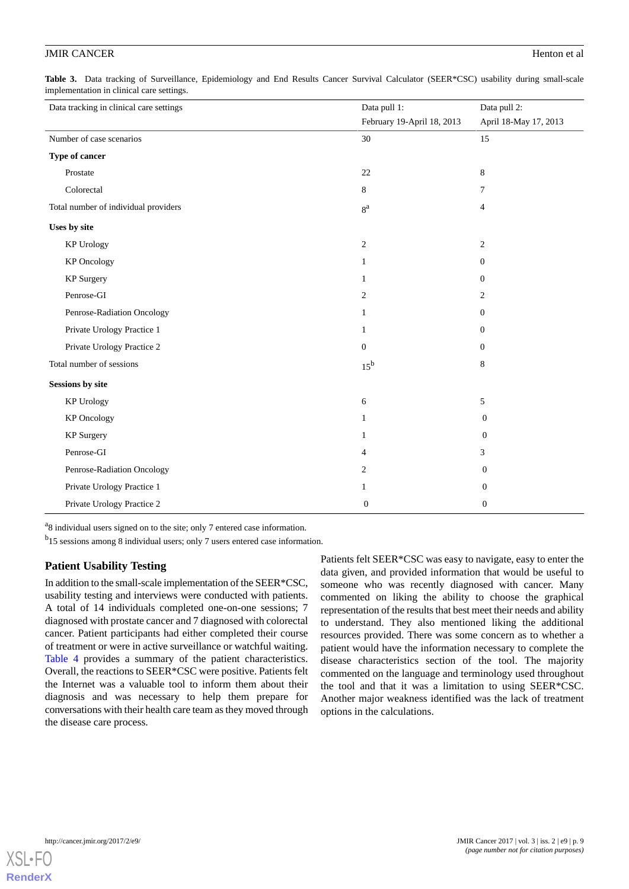**Table 3.** Data tracking of Surveillance, Epidemiology and End Results Cancer Survival Calculator (SEER*CSC) usability during small-scale implementation in clinical care settings.

| Data tracking in clinical care settings | Data pull 1: February 19-April 18, 2013 | Data pull 2: April 18-May 17, 2013 |
|---|---|---|
| Number of case scenarios | 30 | 15 |
| **Type of cancer** | | |
| Prostate | 22 | 8 |
| Colorectal | 8 | 7 |
| Total number of individual providers | 8[a] | 4 |
| **Uses by site** | | |
| KP Urology | 2 | 2 |
| KP Oncology | 1 | 0 |
| KP Surgery | 1 | 0 |
| Penrose-GI | 2 | 2 |
| Penrose-Radiation Oncology | 1 | 0 |
| Private Urology Practice 1 | 1 | 0 |
| Private Urology Practice 2 | 0 | 0 |
| Total number of sessions | 15[b] | 8 |
| **Sessions by site** | | |
| KP Urology | 6 | 5 |
| KP Oncology | 1 | 0 |
| KP Surgery | 1 | 0 |
| Penrose-GI | 4 | 3 |
| Penrose-Radiation Oncology | 2 | 0 |
| Private Urology Practice 1 | 1 | 0 |
| Private Urology Practice 2 | 0 | 0 |

[a]8 individual users signed on to the site; only 7 entered case information.

[b]15 sessions among 8 individual users; only 7 users entered case information.

## Patient Usability Testing

In addition to the small-scale implementation of the SEER*CSC, usability testing and interviews were conducted with patients. A total of 14 individuals completed one-on-one sessions; 7 diagnosed with prostate cancer and 7 diagnosed with colorectal cancer. Patient participants had either completed their course of treatment or were in active surveillance or watchful waiting. Table 4 provides a summary of the patient characteristics. Overall, the reactions to SEER*CSC were positive. Patients felt the Internet was a valuable tool to inform them about their diagnosis and was necessary to help them prepare for conversations with their health care team as they moved through the disease care process.

Patients felt SEER*CSC was easy to navigate, easy to enter the data given, and provided information that would be useful to someone who was recently diagnosed with cancer. Many commented on liking the ability to choose the graphical representation of the results that best meet their needs and ability to understand. They also mentioned liking the additional resources provided. There was some concern as to whether a patient would have the information necessary to complete the disease characteristics section of the tool. The majority commented on the language and terminology used throughout the tool and that it was a limitation to using SEER*CSC. Another major weakness identified was the lack of treatment options in the calculations.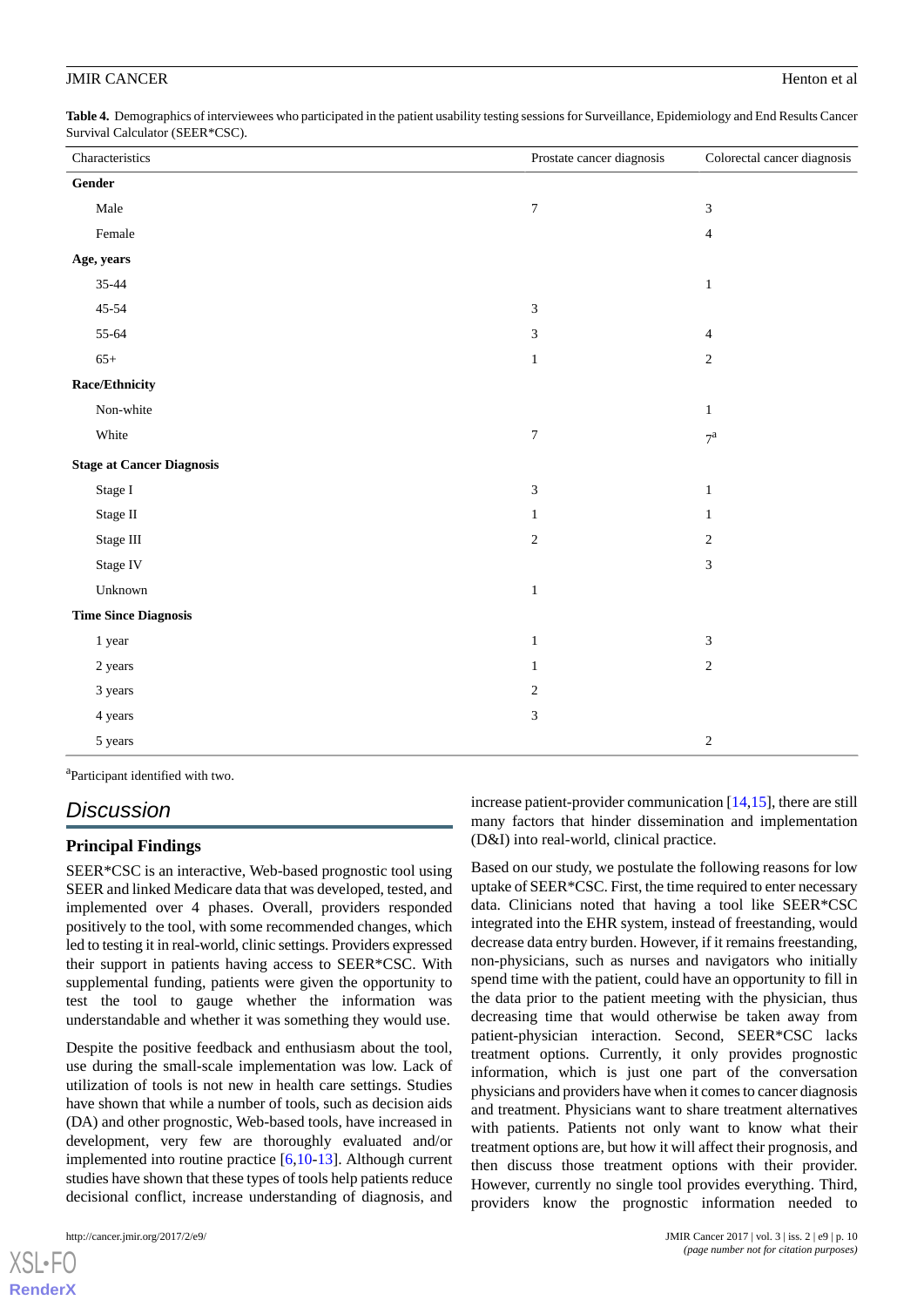**Table 4.** Demographics of interviewees who participated in the patient usability testing sessions for Surveillance, Epidemiology and End Results Cancer Survival Calculator (SEER*CSC).

| Characteristics | Prostate cancer diagnosis | Colorectal cancer diagnosis |
| --- | --- | --- |
| **Gender** | | |
| Male | 7 | 3 |
| Female | | 4 |
| **Age, years** | | |
| 35-44 | | 1 |
| 45-54 | 3 | |
| 55-64 | 3 | 4 |
| 65+ | 1 | 2 |
| **Race/Ethnicity** | | |
| Non-white | | 1 |
| White | 7 | 7[a] |
| **Stage at Cancer Diagnosis** | | |
| Stage I | 3 | 1 |
| Stage II | 1 | 1 |
| Stage III | 2 | 2 |
| Stage IV | | 3 |
| Unknown | 1 | |
| **Time Since Diagnosis** | | |
| 1 year | 1 | 3 |
| 2 years | 1 | 2 |
| 3 years | 2 | |
| 4 years | 3 | |
| 5 years | | 2 |

[a]Participant identified with two.

## Discussion

### Principal Findings

SEER*CSC is an interactive, Web-based prognostic tool using SEER and linked Medicare data that was developed, tested, and implemented over 4 phases. Overall, providers responded positively to the tool, with some recommended changes, which led to testing it in real-world, clinic settings. Providers expressed their support in patients having access to SEER*CSC. With supplemental funding, patients were given the opportunity to test the tool to gauge whether the information was understandable and whether it was something they would use.

Despite the positive feedback and enthusiasm about the tool, use during the small-scale implementation was low. Lack of utilization of tools is not new in health care settings. Studies have shown that while a number of tools, such as decision aids (DA) and other prognostic, Web-based tools, have increased in development, very few are thoroughly evaluated and/or implemented into routine practice [6,10-13]. Although current studies have shown that these types of tools help patients reduce decisional conflict, increase understanding of diagnosis, and increase patient-provider communication [14,15], there are still many factors that hinder dissemination and implementation (D&I) into real-world, clinical practice.

Based on our study, we postulate the following reasons for low uptake of SEER*CSC. First, the time required to enter necessary data. Clinicians noted that having a tool like SEER*CSC integrated into the EHR system, instead of freestanding, would decrease data entry burden. However, if it remains freestanding, non-physicians, such as nurses and navigators who initially spend time with the patient, could have an opportunity to fill in the data prior to the patient meeting with the physician, thus decreasing time that would otherwise be taken away from patient-physician interaction. Second, SEER*CSC lacks treatment options. Currently, it only provides prognostic information, which is just one part of the conversation physicians and providers have when it comes to cancer diagnosis and treatment. Physicians want to share treatment alternatives with patients. Patients not only want to know what their treatment options are, but how it will affect their prognosis, and then discuss those treatment options with their provider. However, currently no single tool provides everything. Third, providers know the prognostic information needed to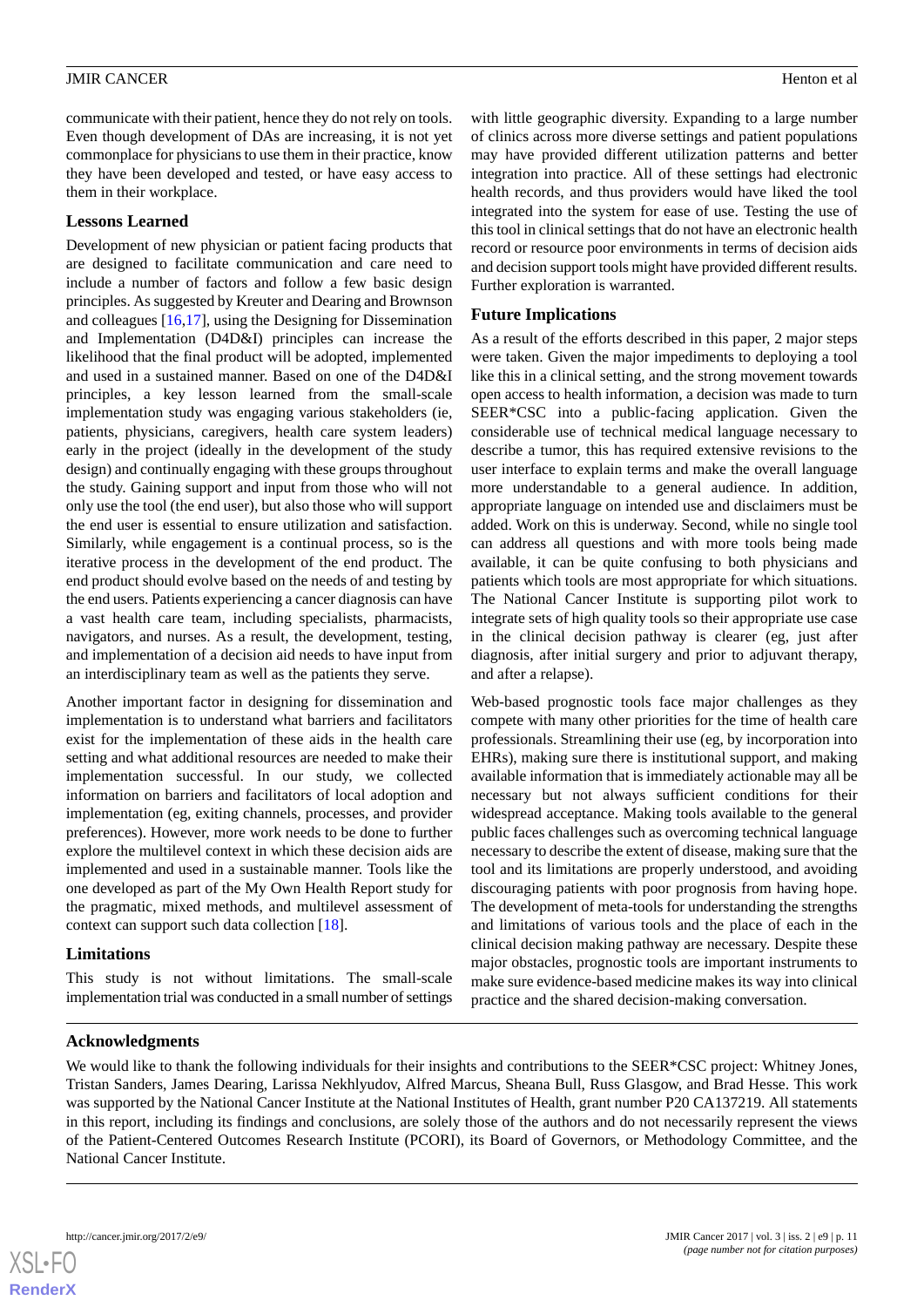communicate with their patient, hence they do not rely on tools. Even though development of DAs are increasing, it is not yet commonplace for physicians to use them in their practice, know they have been developed and tested, or have easy access to them in their workplace.

### Lessons Learned

Development of new physician or patient facing products that are designed to facilitate communication and care need to include a number of factors and follow a few basic design principles. As suggested by Kreuter and Dearing and Brownson and colleagues [16,17], using the Designing for Dissemination and Implementation (D4D&I) principles can increase the likelihood that the final product will be adopted, implemented and used in a sustained manner. Based on one of the D4D&I principles, a key lesson learned from the small-scale implementation study was engaging various stakeholders (ie, patients, physicians, caregivers, health care system leaders) early in the project (ideally in the development of the study design) and continually engaging with these groups throughout the study. Gaining support and input from those who will not only use the tool (the end user), but also those who will support the end user is essential to ensure utilization and satisfaction. Similarly, while engagement is a continual process, so is the iterative process in the development of the end product. The end product should evolve based on the needs of and testing by the end users. Patients experiencing a cancer diagnosis can have a vast health care team, including specialists, pharmacists, navigators, and nurses. As a result, the development, testing, and implementation of a decision aid needs to have input from an interdisciplinary team as well as the patients they serve.

Another important factor in designing for dissemination and implementation is to understand what barriers and facilitators exist for the implementation of these aids in the health care setting and what additional resources are needed to make their implementation successful. In our study, we collected information on barriers and facilitators of local adoption and implementation (eg, exiting channels, processes, and provider preferences). However, more work needs to be done to further explore the multilevel context in which these decision aids are implemented and used in a sustainable manner. Tools like the one developed as part of the My Own Health Report study for the pragmatic, mixed methods, and multilevel assessment of context can support such data collection [18].

### Limitations

This study is not without limitations. The small-scale implementation trial was conducted in a small number of settings with little geographic diversity. Expanding to a large number of clinics across more diverse settings and patient populations may have provided different utilization patterns and better integration into practice. All of these settings had electronic health records, and thus providers would have liked the tool integrated into the system for ease of use. Testing the use of this tool in clinical settings that do not have an electronic health record or resource poor environments in terms of decision aids and decision support tools might have provided different results. Further exploration is warranted.

### Future Implications

As a result of the efforts described in this paper, 2 major steps were taken. Given the major impediments to deploying a tool like this in a clinical setting, and the strong movement towards open access to health information, a decision was made to turn SEER*CSC into a public-facing application. Given the considerable use of technical medical language necessary to describe a tumor, this has required extensive revisions to the user interface to explain terms and make the overall language more understandable to a general audience. In addition, appropriate language on intended use and disclaimers must be added. Work on this is underway. Second, while no single tool can address all questions and with more tools being made available, it can be quite confusing to both physicians and patients which tools are most appropriate for which situations. The National Cancer Institute is supporting pilot work to integrate sets of high quality tools so their appropriate use case in the clinical decision pathway is clearer (eg, just after diagnosis, after initial surgery and prior to adjuvant therapy, and after a relapse).

Web-based prognostic tools face major challenges as they compete with many other priorities for the time of health care professionals. Streamlining their use (eg, by incorporation into EHRs), making sure there is institutional support, and making available information that is immediately actionable may all be necessary but not always sufficient conditions for their widespread acceptance. Making tools available to the general public faces challenges such as overcoming technical language necessary to describe the extent of disease, making sure that the tool and its limitations are properly understood, and avoiding discouraging patients with poor prognosis from having hope. The development of meta-tools for understanding the strengths and limitations of various tools and the place of each in the clinical decision making pathway are necessary. Despite these major obstacles, prognostic tools are important instruments to make sure evidence-based medicine makes its way into clinical practice and the shared decision-making conversation.

## Acknowledgments

We would like to thank the following individuals for their insights and contributions to the SEER*CSC project: Whitney Jones, Tristan Sanders, James Dearing, Larissa Nekhlyudov, Alfred Marcus, Sheana Bull, Russ Glasgow, and Brad Hesse. This work was supported by the National Cancer Institute at the National Institutes of Health, grant number P20 CA137219. All statements in this report, including its findings and conclusions, are solely those of the authors and do not necessarily represent the views of the Patient-Centered Outcomes Research Institute (PCORI), its Board of Governors, or Methodology Committee, and the National Cancer Institute.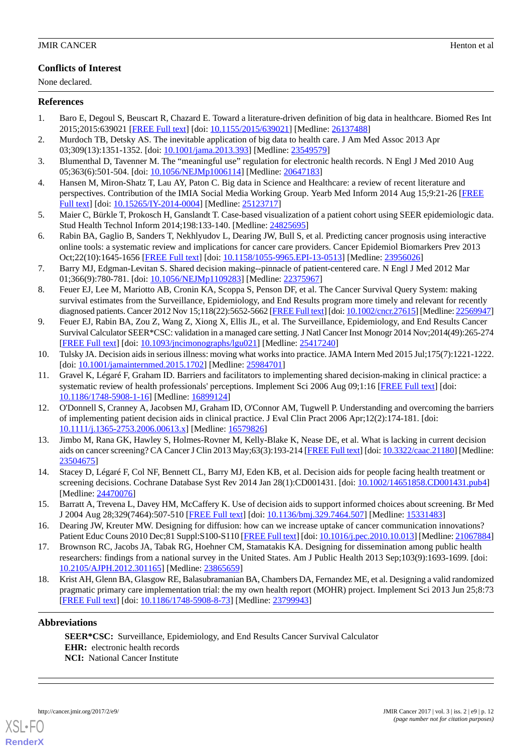## Conflicts of Interest

None declared.

## References

1. Baro E, Degoul S, Beuscart R, Chazard E. Toward a literature-driven definition of big data in healthcare. Biomed Res Int 2015;2015:639021 [FREE Full text] [doi: 10.1155/2015/639021] [Medline: 26137488]
2. Murdoch TB, Detsky AS. The inevitable application of big data to health care. J Am Med Assoc 2013 Apr 03;309(13):1351-1352. [doi: 10.1001/jama.2013.393] [Medline: 23549579]
3. Blumenthal D, Tavenner M. The "meaningful use" regulation for electronic health records. N Engl J Med 2010 Aug 05;363(6):501-504. [doi: 10.1056/NEJMp1006114] [Medline: 20647183]
4. Hansen M, Miron-Shatz T, Lau AY, Paton C. Big data in Science and Healthcare: a review of recent literature and perspectives. Contribution of the IMIA Social Media Working Group. Yearb Med Inform 2014 Aug 15;9:21-26 [FREE Full text] [doi: 10.15265/IY-2014-0004] [Medline: 25123717]
5. Maier C, Bürkle T, Prokosch H, Ganslandt T. Case-based visualization of a patient cohort using SEER epidemiologic data. Stud Health Technol Inform 2014;198:133-140. [Medline: 24825695]
6. Rabin BA, Gaglio B, Sanders T, Nekhlyudov L, Dearing JW, Bull S, et al. Predicting cancer prognosis using interactive online tools: a systematic review and implications for cancer care providers. Cancer Epidemiol Biomarkers Prev 2013 Oct;22(10):1645-1656 [FREE Full text] [doi: 10.1158/1055-9965.EPI-13-0513] [Medline: 23956026]
7. Barry MJ, Edgman-Levitan S. Shared decision making--pinnacle of patient-centered care. N Engl J Med 2012 Mar 01;366(9):780-781. [doi: 10.1056/NEJMp1109283] [Medline: 22375967]
8. Feuer EJ, Lee M, Mariotto AB, Cronin KA, Scoppa S, Penson DF, et al. The Cancer Survival Query System: making survival estimates from the Surveillance, Epidemiology, and End Results program more timely and relevant for recently diagnosed patients. Cancer 2012 Nov 15;118(22):5652-5662 [FREE Full text] [doi: 10.1002/cncr.27615] [Medline: 22569947]
9. Feuer EJ, Rabin BA, Zou Z, Wang Z, Xiong X, Ellis JL, et al. The Surveillance, Epidemiology, and End Results Cancer Survival Calculator SEER*CSC: validation in a managed care setting. J Natl Cancer Inst Monogr 2014 Nov;2014(49):265-274 [FREE Full text] [doi: 10.1093/jncimonographs/lgu021] [Medline: 25417240]
10. Tulsky JA. Decision aids in serious illness: moving what works into practice. JAMA Intern Med 2015 Jul;175(7):1221-1222. [doi: 10.1001/jamainternmed.2015.1702] [Medline: 25984701]
11. Gravel K, Légaré F, Graham ID. Barriers and facilitators to implementing shared decision-making in clinical practice: a systematic review of health professionals' perceptions. Implement Sci 2006 Aug 09;1:16 [FREE Full text] [doi: 10.1186/1748-5908-1-16] [Medline: 16899124]
12. O'Donnell S, Cranney A, Jacobsen MJ, Graham ID, O'Connor AM, Tugwell P. Understanding and overcoming the barriers of implementing patient decision aids in clinical practice. J Eval Clin Pract 2006 Apr;12(2):174-181. [doi: 10.1111/j.1365-2753.2006.00613.x] [Medline: 16579826]
13. Jimbo M, Rana GK, Hawley S, Holmes-Rovner M, Kelly-Blake K, Nease DE, et al. What is lacking in current decision aids on cancer screening? CA Cancer J Clin 2013 May;63(3):193-214 [FREE Full text] [doi: 10.3322/caac.21180] [Medline: 23504675]
14. Stacey D, Légaré F, Col NF, Bennett CL, Barry MJ, Eden KB, et al. Decision aids for people facing health treatment or screening decisions. Cochrane Database Syst Rev 2014 Jan 28(1):CD001431. [doi: 10.1002/14651858.CD001431.pub4] [Medline: 24470076]
15. Barratt A, Trevena L, Davey HM, McCaffery K. Use of decision aids to support informed choices about screening. Br Med J 2004 Aug 28;329(7464):507-510 [FREE Full text] [doi: 10.1136/bmj.329.7464.507] [Medline: 15331483]
16. Dearing JW, Kreuter MW. Designing for diffusion: how can we increase uptake of cancer communication innovations? Patient Educ Couns 2010 Dec;81 Suppl:S100-S110 [FREE Full text] [doi: 10.1016/j.pec.2010.10.013] [Medline: 21067884]
17. Brownson RC, Jacobs JA, Tabak RG, Hoehner CM, Stamatakis KA. Designing for dissemination among public health researchers: findings from a national survey in the United States. Am J Public Health 2013 Sep;103(9):1693-1699. [doi: 10.2105/AJPH.2012.301165] [Medline: 23865659]
18. Krist AH, Glenn BA, Glasgow RE, Balasubramanian BA, Chambers DA, Fernandez ME, et al. Designing a valid randomized pragmatic primary care implementation trial: the my own health report (MOHR) project. Implement Sci 2013 Jun 25;8:73 [FREE Full text] [doi: 10.1186/1748-5908-8-73] [Medline: 23799943]

## Abbreviations

**SEER*CSC:** Surveillance, Epidemiology, and End Results Cancer Survival Calculator
**EHR:** electronic health records
**NCI:** National Cancer Institute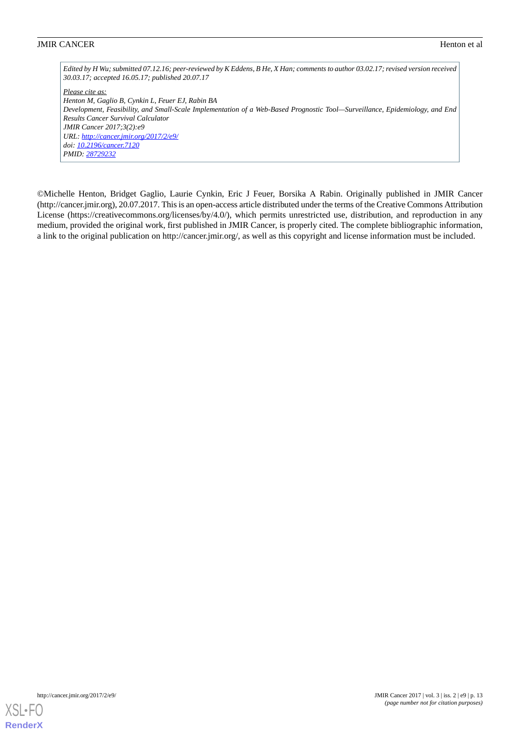*Edited by H Wu; submitted 07.12.16; peer-reviewed by K Eddens, B He, X Han; comments to author 03.02.17; revised version received 30.03.17; accepted 16.05.17; published 20.07.17*

*Please cite as:*
*Henton M, Gaglio B, Cynkin L, Feuer EJ, Rabin BA*
*Development, Feasibility, and Small-Scale Implementation of a Web-Based Prognostic Tool—Surveillance, Epidemiology, and End Results Cancer Survival Calculator*
*JMIR Cancer 2017;3(2):e9*
*URL: http://cancer.jmir.org/2017/2/e9/*
*doi: 10.2196/cancer.7120*
*PMID: 28729232*

©Michelle Henton, Bridget Gaglio, Laurie Cynkin, Eric J Feuer, Borsika A Rabin. Originally published in JMIR Cancer (http://cancer.jmir.org), 20.07.2017. This is an open-access article distributed under the terms of the Creative Commons Attribution License (https://creativecommons.org/licenses/by/4.0/), which permits unrestricted use, distribution, and reproduction in any medium, provided the original work, first published in JMIR Cancer, is properly cited. The complete bibliographic information, a link to the original publication on http://cancer.jmir.org/, as well as this copyright and license information must be included.